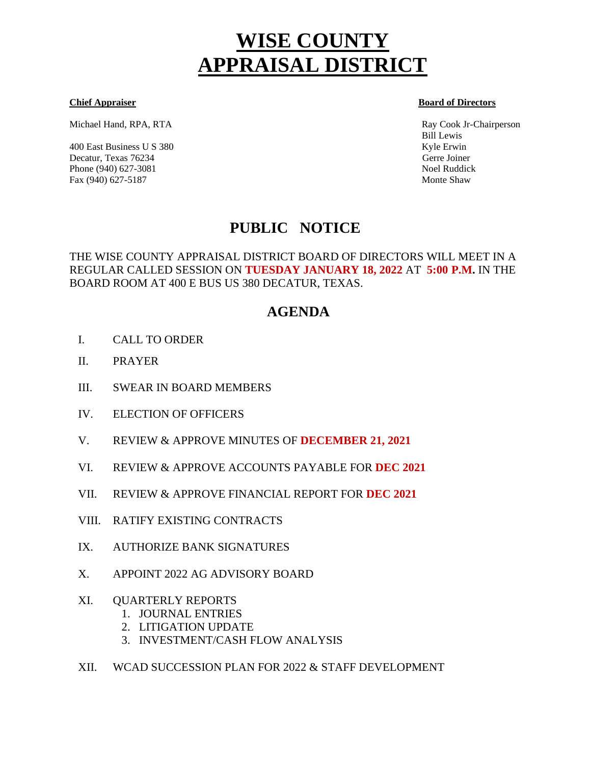# WISE COUNTY APPRAISAL DISTRICT

**Chief Appraiser**

Michael Hand, RPA, RTA

400 East Business U S 380
Decatur, Texas 76234
Phone (940) 627-3081
Fax (940) 627-5187

**Board of Directors**

Ray Cook Jr-Chairperson
Bill Lewis
Kyle Erwin
Gerre Joiner
Noel Ruddick
Monte Shaw

## PUBLIC NOTICE

THE WISE COUNTY APPRAISAL DISTRICT BOARD OF DIRECTORS WILL MEET IN A REGULAR CALLED SESSION ON **TUESDAY JANUARY 18, 2022** AT **5:00 P.M.** IN THE BOARD ROOM AT 400 E BUS US 380 DECATUR, TEXAS.

## AGENDA

I. CALL TO ORDER

II. PRAYER

III. SWEAR IN BOARD MEMBERS

IV. ELECTION OF OFFICERS

V. REVIEW & APPROVE MINUTES OF **DECEMBER 21, 2021**

VI. REVIEW & APPROVE ACCOUNTS PAYABLE FOR **DEC 2021**

VII. REVIEW & APPROVE FINANCIAL REPORT FOR **DEC 2021**

VIII. RATIFY EXISTING CONTRACTS

IX. AUTHORIZE BANK SIGNATURES

X. APPOINT 2022 AG ADVISORY BOARD

XI. QUARTERLY REPORTS
   1. JOURNAL ENTRIES
   2. LITIGATION UPDATE
   3. INVESTMENT/CASH FLOW ANALYSIS

XII. WCAD SUCCESSION PLAN FOR 2022 & STAFF DEVELOPMENT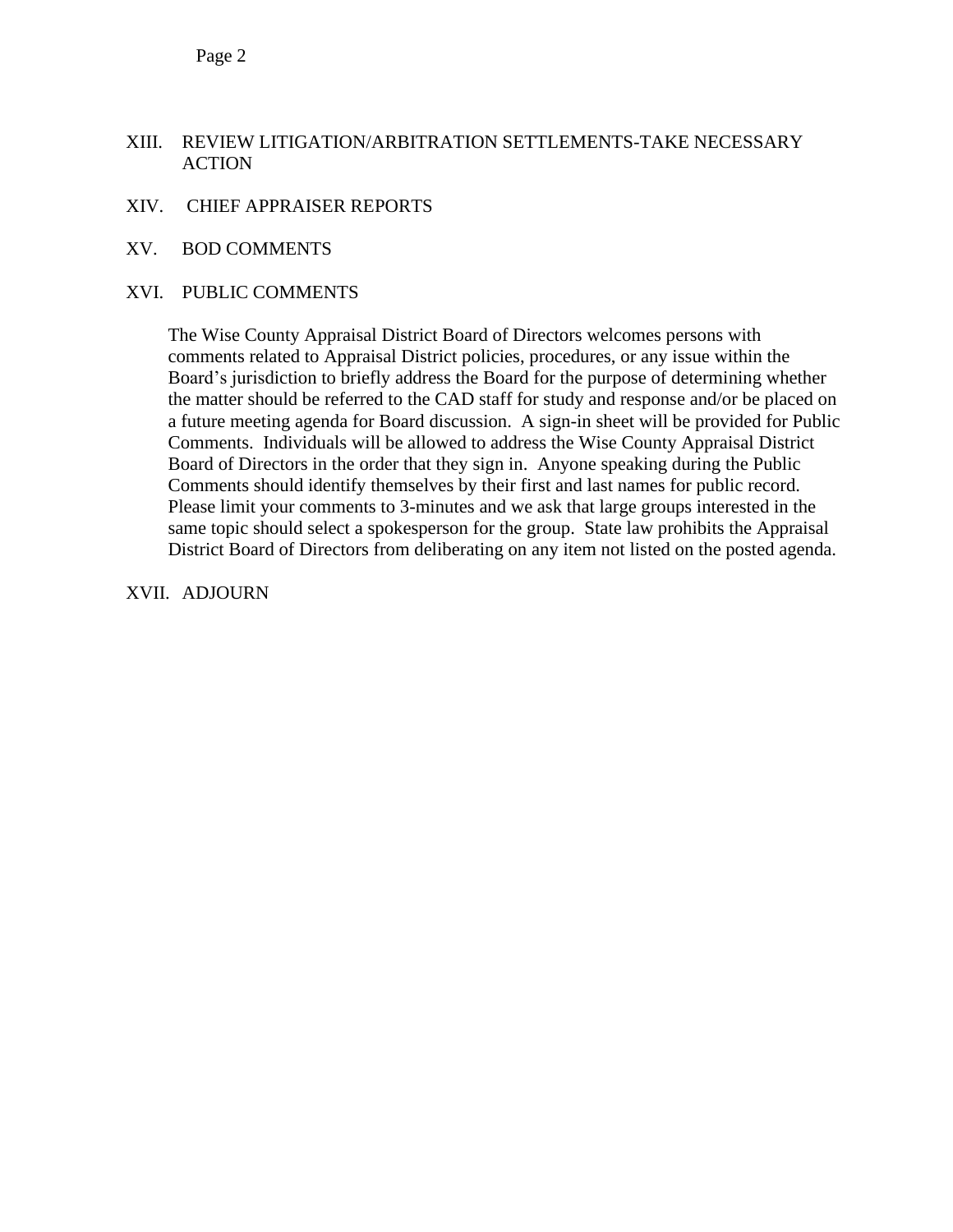XIII. REVIEW LITIGATION/ARBITRATION SETTLEMENTS-TAKE NECESSARY ACTION

XIV. CHIEF APPRAISER REPORTS

XV. BOD COMMENTS

XVI. PUBLIC COMMENTS

The Wise County Appraisal District Board of Directors welcomes persons with comments related to Appraisal District policies, procedures, or any issue within the Board's jurisdiction to briefly address the Board for the purpose of determining whether the matter should be referred to the CAD staff for study and response and/or be placed on a future meeting agenda for Board discussion. A sign-in sheet will be provided for Public Comments. Individuals will be allowed to address the Wise County Appraisal District Board of Directors in the order that they sign in. Anyone speaking during the Public Comments should identify themselves by their first and last names for public record. Please limit your comments to 3-minutes and we ask that large groups interested in the same topic should select a spokesperson for the group. State law prohibits the Appraisal District Board of Directors from deliberating on any item not listed on the posted agenda.

XVII. ADJOURN